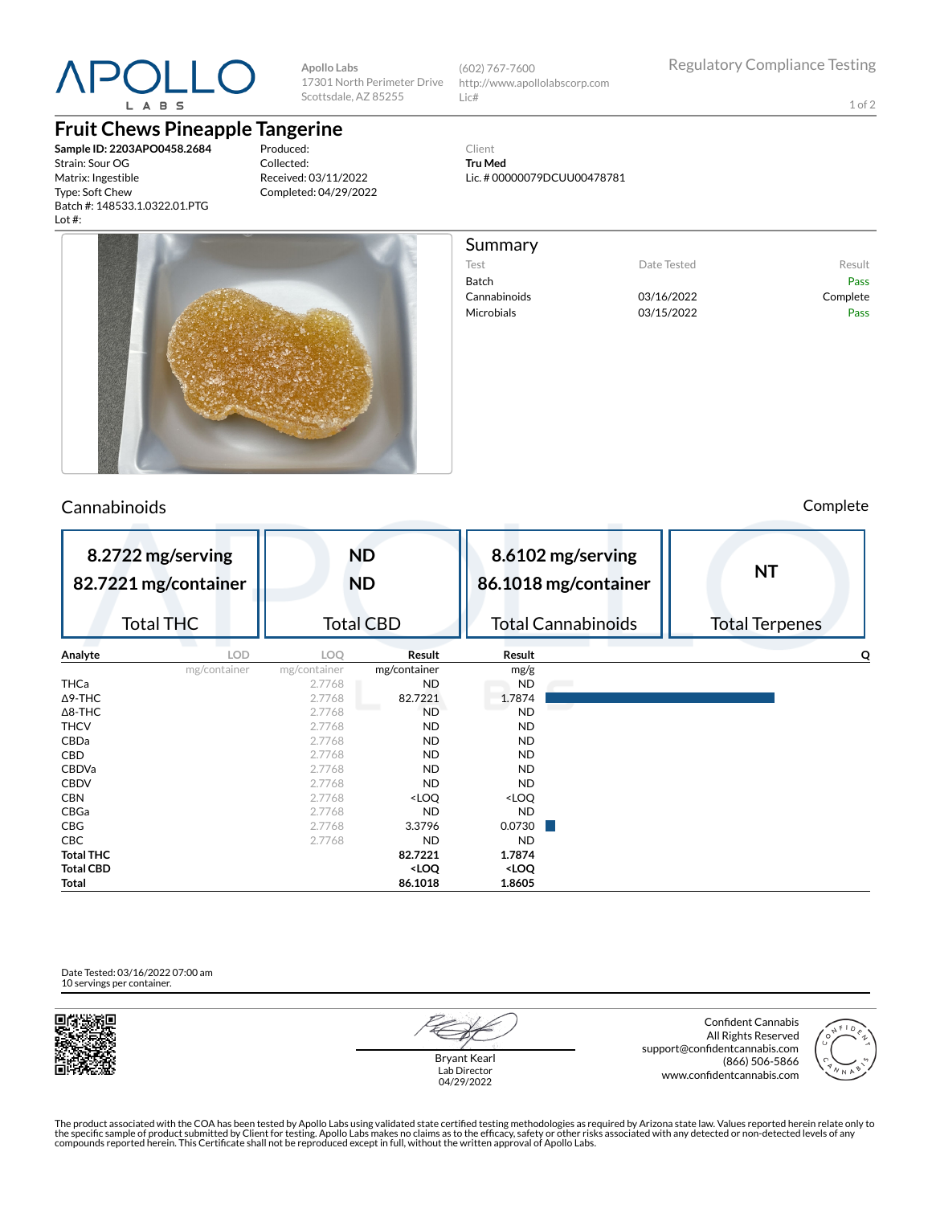# APOLLO LABS

Apollo Labs
17301 North Perimeter Drive
Scottsdale, AZ 85255

(602) 767-7600
http://www.apollolabscorp.com
Lic#

Regulatory Compliance Testing

## Fruit Chews Pineapple Tangerine

**Sample ID: 2203APO0458.2684**
Strain: Sour OG
Matrix: Ingestible
Type: Soft Chew
Batch #: 148533.1.0322.01.PTG
Lot #:

Produced:
Collected:
Received: 03/11/2022
Completed: 04/29/2022

Client
**Tru Med**
Lic. # 00000079DCUU00478781

## Summary

| Test | Date Tested | Result |
|---|---|---|
| Batch | | Pass |
| Cannabinoids | 03/16/2022 | Complete |
| Microbials | 03/15/2022 | Pass |

## Cannabinoids

Complete

| Total THC | Total CBD | Total Cannabinoids | Total Terpenes |
|---|---|---|---|
| 8.2722 mg/serving<br>82.7221 mg/container | ND<br>ND | 8.6102 mg/serving<br>86.1018 mg/container | NT |

| Analyte | LOD | LOQ | Result | Result | Q |
|---|---|---|---|---|---|
| | mg/container | mg/container | mg/container | mg/g | |
| THCa | | 2.7768 | ND | ND | |
| Δ9-THC | | 2.7768 | 82.7221 | 1.7874 | |
| Δ8-THC | | 2.7768 | ND | ND | |
| THCV | | 2.7768 | ND | ND | |
| CBDa | | 2.7768 | ND | ND | |
| CBD | | 2.7768 | ND | ND | |
| CBDVa | | 2.7768 | ND | ND | |
| CBDV | | 2.7768 | ND | ND | |
| CBN | | 2.7768 | <LOQ | <LOQ | |
| CBGa | | 2.7768 | ND | ND | |
| CBG | | 2.7768 | 3.3796 | 0.0730 | |
| CBC | | 2.7768 | ND | ND | |
| **Total THC** | | | **82.7221** | **1.7874** | |
| **Total CBD** | | | **<LOQ** | **<LOQ** | |
| **Total** | | | **86.1018** | **1.8605** | |

Date Tested: 03/16/2022 07:00 am
10 servings per container.

Bryant Kearl
Lab Director
04/29/2022

Confident Cannabis
All Rights Reserved
support@confidentcannabis.com
(866) 506-5866
www.confidentcannabis.com

The product associated with the COA has been tested by Apollo Labs using validated state certified testing methodologies as required by Arizona state law. Values reported herein relate only to the specific sample of product submitted by Client for testing. Apollo Labs makes no claims as to the efficacy, safety or other risks associated with any detected or non-detected levels of any compounds reported herein. This Certificate shall not be reproduced except in full, without the written approval of Apollo Labs.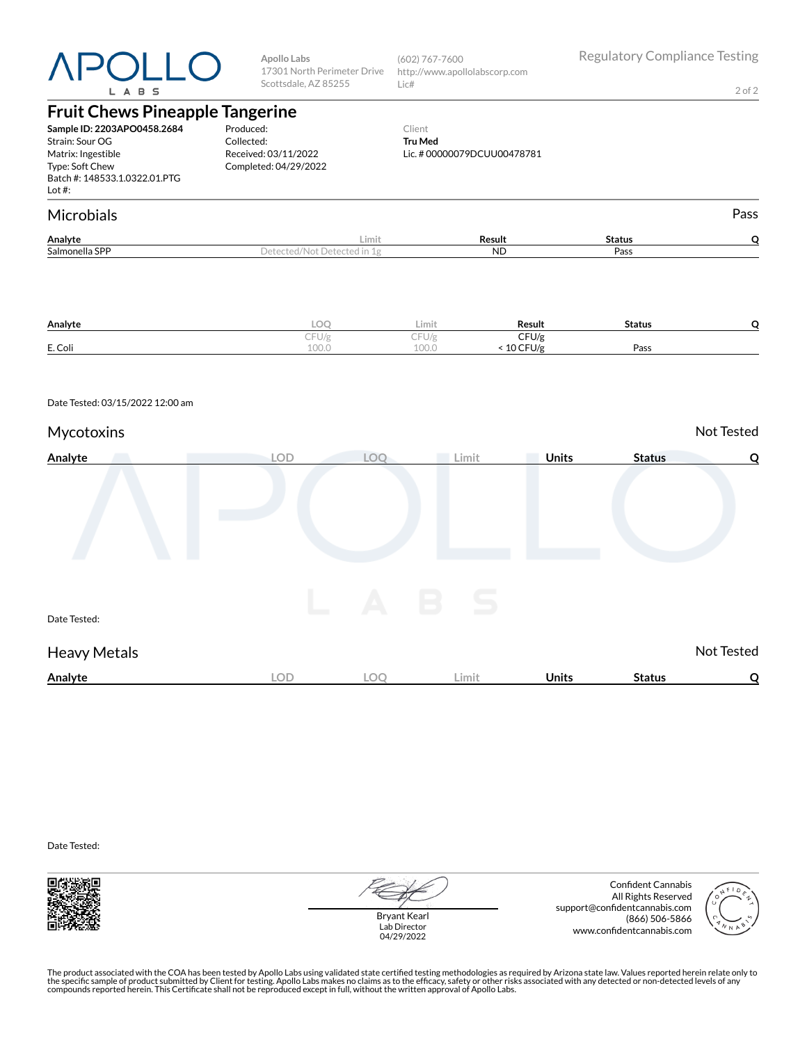# Fruit Chews Pineapple Tangerine

**Sample ID: 2203APO0458.2684**
Strain: Sour OG
Matrix: Ingestible
Type: Soft Chew
Batch #: 148533.1.0322.01.PTG
Lot #:

Produced:
Collected:
Received: 03/11/2022
Completed: 04/29/2022

Client
**Tru Med**
Lic. # 00000079DCUU00478781

## Microbials

Pass

| Analyte | Limit | Result | Status | Q |
|---|---|---|---|---|
| Salmonella SPP | Detected/Not Detected in 1g | ND | Pass | |

| Analyte | LOQ | Limit | Result | Status | Q |
|---|---|---|---|---|---|
| | CFU/g | CFU/g | CFU/g | | |
| E. Coli | 100.0 | 100.0 | < 10 CFU/g | Pass | |

Date Tested: 03/15/2022 12:00 am

## Mycotoxins

Not Tested

| Analyte | LOD | LOQ | Limit | Units | Status | Q |
|---|---|---|---|---|---|---|

Date Tested:

## Heavy Metals

Not Tested

| Analyte | LOD | LOQ | Limit | Units | Status | Q |
|---|---|---|---|---|---|---|

Date Tested:

Bryant Kearl
Lab Director
04/29/2022

Confident Cannabis
All Rights Reserved
support@confidentcannabis.com
(866) 506-5866
www.confidentcannabis.com

The product associated with the COA has been tested by Apollo Labs using validated state certified testing methodologies as required by Arizona state law. Values reported herein relate only to the specific sample of product submitted by Client for testing. Apollo Labs makes no claims as to the efficacy, safety or other risks associated with any detected or non-detected levels of any compounds reported herein. This Certificate shall not be reproduced except in full, without the written approval of Apollo Labs.